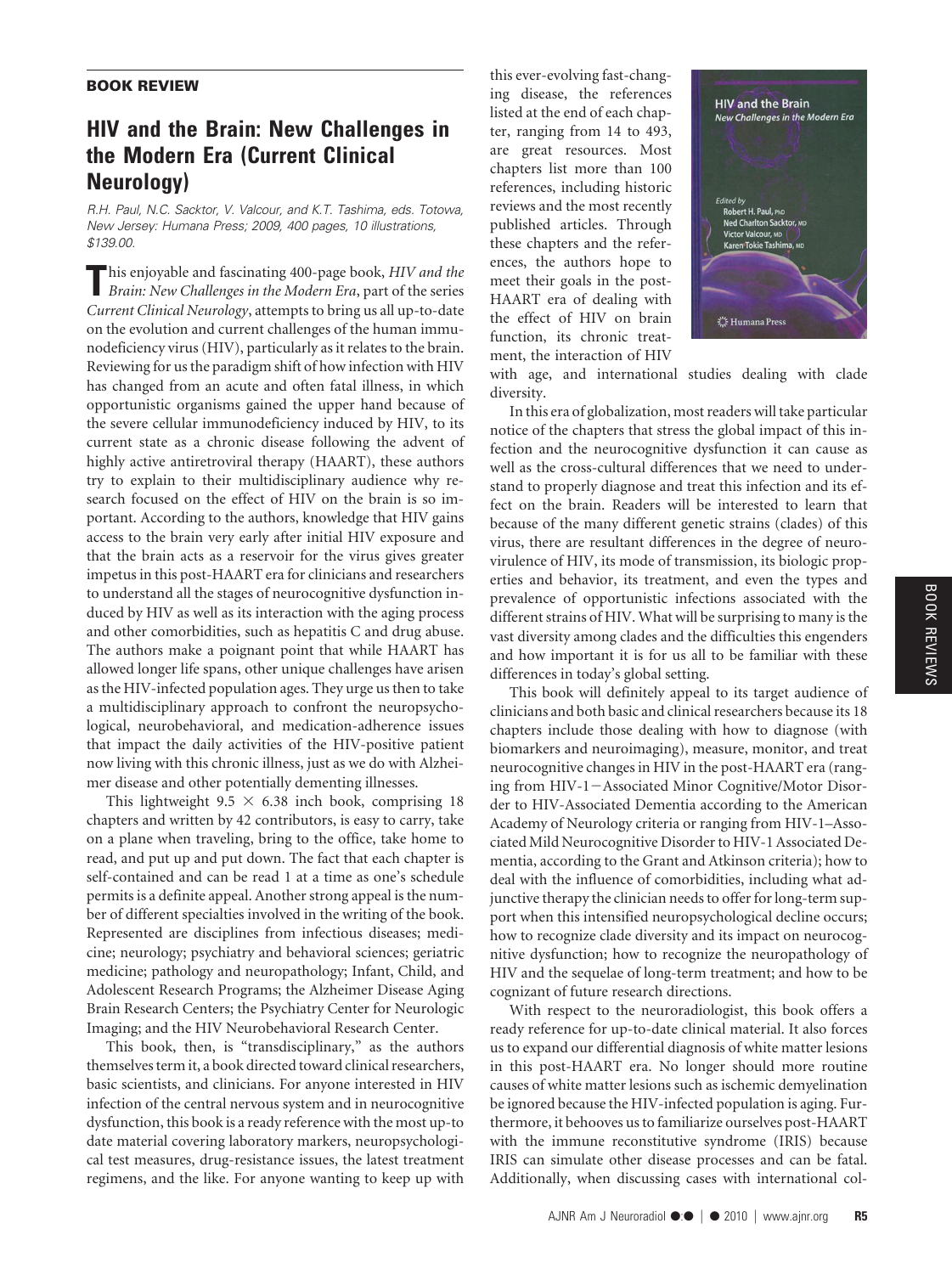## BOOK REVIEW

# HIV and the Brain: New Challenges in the Modern Era (Current Clinical Neurology)

*R.H. Paul, N.C. Sacktor, V. Valcour, and K.T. Tashima, eds. Totowa, New Jersey: Humana Press; 2009, 400 pages, 10 illustrations, $139.00.*

This enjoyable and fascinating 400-page book, *HIV and the Brain: New Challenges in the Modern Era*, part of the series *Current Clinical Neurology*, attempts to bring us all up-to-date on the evolution and current challenges of the human immunodeficiency virus (HIV), particularly as it relates to the brain. Reviewing for us the paradigm shift of how infection with HIV has changed from an acute and often fatal illness, in which opportunistic organisms gained the upper hand because of the severe cellular immunodeficiency induced by HIV, to its current state as a chronic disease following the advent of highly active antiretroviral therapy (HAART), these authors try to explain to their multidisciplinary audience why research focused on the effect of HIV on the brain is so important. According to the authors, knowledge that HIV gains access to the brain very early after initial HIV exposure and that the brain acts as a reservoir for the virus gives greater impetus in this post-HAART era for clinicians and researchers to understand all the stages of neurocognitive dysfunction induced by HIV as well as its interaction with the aging process and other comorbidities, such as hepatitis C and drug abuse. The authors make a poignant point that while HAART has allowed longer life spans, other unique challenges have arisen as the HIV-infected population ages. They urge us then to take a multidisciplinary approach to confront the neuropsychological, neurobehavioral, and medication-adherence issues that impact the daily activities of the HIV-positive patient now living with this chronic illness, just as we do with Alzheimer disease and other potentially dementing illnesses.

This lightweight 9.5 × 6.38 inch book, comprising 18 chapters and written by 42 contributors, is easy to carry, take on a plane when traveling, bring to the office, take home to read, and put up and put down. The fact that each chapter is self-contained and can be read 1 at a time as one's schedule permits is a definite appeal. Another strong appeal is the number of different specialties involved in the writing of the book. Represented are disciplines from infectious diseases; medicine; neurology; psychiatry and behavioral sciences; geriatric medicine; pathology and neuropathology; Infant, Child, and Adolescent Research Programs; the Alzheimer Disease Aging Brain Research Centers; the Psychiatry Center for Neurologic Imaging; and the HIV Neurobehavioral Research Center.

This book, then, is "transdisciplinary," as the authors themselves term it, a book directed toward clinical researchers, basic scientists, and clinicians. For anyone interested in HIV infection of the central nervous system and in neurocognitive dysfunction, this book is a ready reference with the most up-to date material covering laboratory markers, neuropsychological test measures, drug-resistance issues, the latest treatment regimens, and the like. For anyone wanting to keep up with this ever-evolving fast-changing disease, the references listed at the end of each chapter, ranging from 14 to 493, are great resources. Most chapters list more than 100 references, including historic reviews and the most recently published articles. Through these chapters and the references, the authors hope to meet their goals in the post-HAART era of dealing with the effect of HIV on brain function, its chronic treatment, the interaction of HIV with age, and international studies dealing with clade diversity.

In this era of globalization, most readers will take particular notice of the chapters that stress the global impact of this infection and the neurocognitive dysfunction it can cause as well as the cross-cultural differences that we need to understand to properly diagnose and treat this infection and its effect on the brain. Readers will be interested to learn that because of the many different genetic strains (clades) of this virus, there are resultant differences in the degree of neurovirulence of HIV, its mode of transmission, its biologic properties and behavior, its treatment, and even the types and prevalence of opportunistic infections associated with the different strains of HIV. What will be surprising to many is the vast diversity among clades and the difficulties this engenders and how important it is for us all to be familiar with these differences in today's global setting.

This book will definitely appeal to its target audience of clinicians and both basic and clinical researchers because its 18 chapters include those dealing with how to diagnose (with biomarkers and neuroimaging), measure, monitor, and treat neurocognitive changes in HIV in the post-HAART era (ranging from HIV-1−Associated Minor Cognitive/Motor Disorder to HIV-Associated Dementia according to the American Academy of Neurology criteria or ranging from HIV-1–Associated Mild Neurocognitive Disorder to HIV-1 Associated Dementia, according to the Grant and Atkinson criteria); how to deal with the influence of comorbidities, including what adjunctive therapy the clinician needs to offer for long-term support when this intensified neuropsychological decline occurs; how to recognize clade diversity and its impact on neurocognitive dysfunction; how to recognize the neuropathology of HIV and the sequelae of long-term treatment; and how to be cognizant of future research directions.

With respect to the neuroradiologist, this book offers a ready reference for up-to-date clinical material. It also forces us to expand our differential diagnosis of white matter lesions in this post-HAART era. No longer should more routine causes of white matter lesions such as ischemic demyelination be ignored because the HIV-infected population is aging. Furthermore, it behooves us to familiarize ourselves post-HAART with the immune reconstitutive syndrome (IRIS) because IRIS can simulate other disease processes and can be fatal. Additionally, when discussing cases with international col-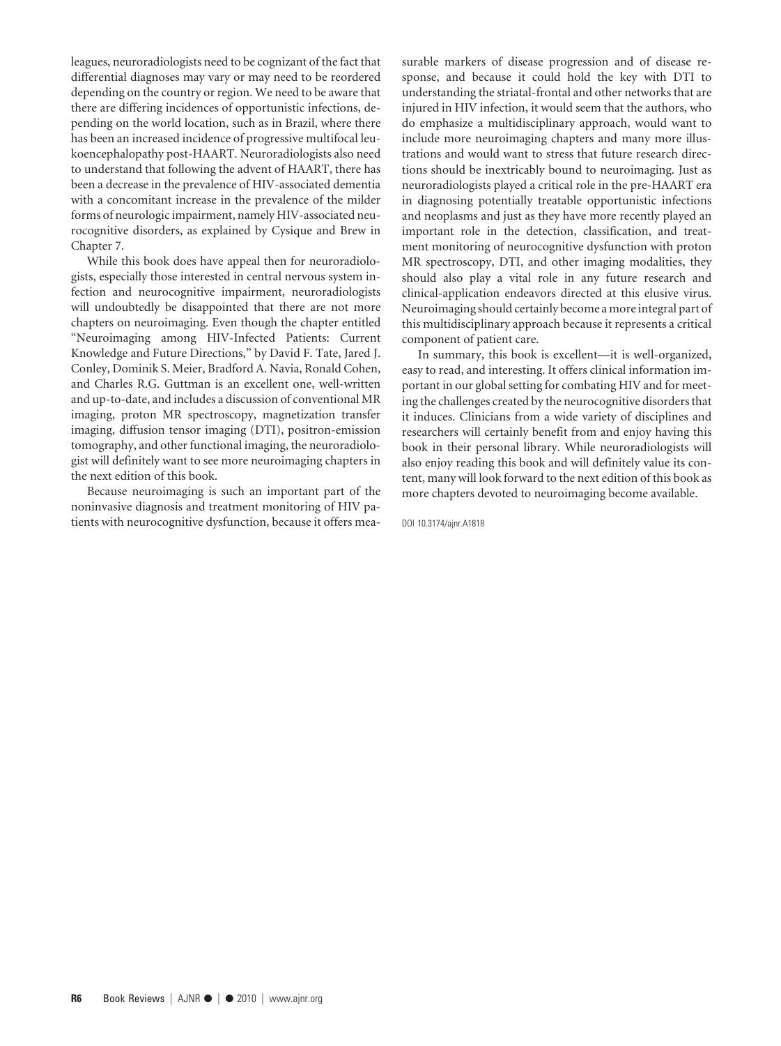leagues, neuroradiologists need to be cognizant of the fact that differential diagnoses may vary or may need to be reordered depending on the country or region. We need to be aware that there are differing incidences of opportunistic infections, depending on the world location, such as in Brazil, where there has been an increased incidence of progressive multifocal leukoencephalopathy post-HAART. Neuroradiologists also need to understand that following the advent of HAART, there has been a decrease in the prevalence of HIV-associated dementia with a concomitant increase in the prevalence of the milder forms of neurologic impairment, namely HIV-associated neurocognitive disorders, as explained by Cysique and Brew in Chapter 7.

While this book does have appeal then for neuroradiologists, especially those interested in central nervous system infection and neurocognitive impairment, neuroradiologists will undoubtedly be disappointed that there are not more chapters on neuroimaging. Even though the chapter entitled "Neuroimaging among HIV-Infected Patients: Current Knowledge and Future Directions," by David F. Tate, Jared J. Conley, Dominik S. Meier, Bradford A. Navia, Ronald Cohen, and Charles R.G. Guttman is an excellent one, well-written and up-to-date, and includes a discussion of conventional MR imaging, proton MR spectroscopy, magnetization transfer imaging, diffusion tensor imaging (DTI), positron-emission tomography, and other functional imaging, the neuroradiologist will definitely want to see more neuroimaging chapters in the next edition of this book.

Because neuroimaging is such an important part of the noninvasive diagnosis and treatment monitoring of HIV patients with neurocognitive dysfunction, because it offers measurable markers of disease progression and of disease response, and because it could hold the key with DTI to understanding the striatal-frontal and other networks that are injured in HIV infection, it would seem that the authors, who do emphasize a multidisciplinary approach, would want to include more neuroimaging chapters and many more illustrations and would want to stress that future research directions should be inextricably bound to neuroimaging. Just as neuroradiologists played a critical role in the pre-HAART era in diagnosing potentially treatable opportunistic infections and neoplasms and just as they have more recently played an important role in the detection, classification, and treatment monitoring of neurocognitive dysfunction with proton MR spectroscopy, DTI, and other imaging modalities, they should also play a vital role in any future research and clinical-application endeavors directed at this elusive virus. Neuroimaging should certainly become a more integral part of this multidisciplinary approach because it represents a critical component of patient care.

In summary, this book is excellent—it is well-organized, easy to read, and interesting. It offers clinical information important in our global setting for combating HIV and for meeting the challenges created by the neurocognitive disorders that it induces. Clinicians from a wide variety of disciplines and researchers will certainly benefit from and enjoy having this book in their personal library. While neuroradiologists will also enjoy reading this book and will definitely value its content, many will look forward to the next edition of this book as more chapters devoted to neuroimaging become available.

DOI 10.3174/ajnr.A1818